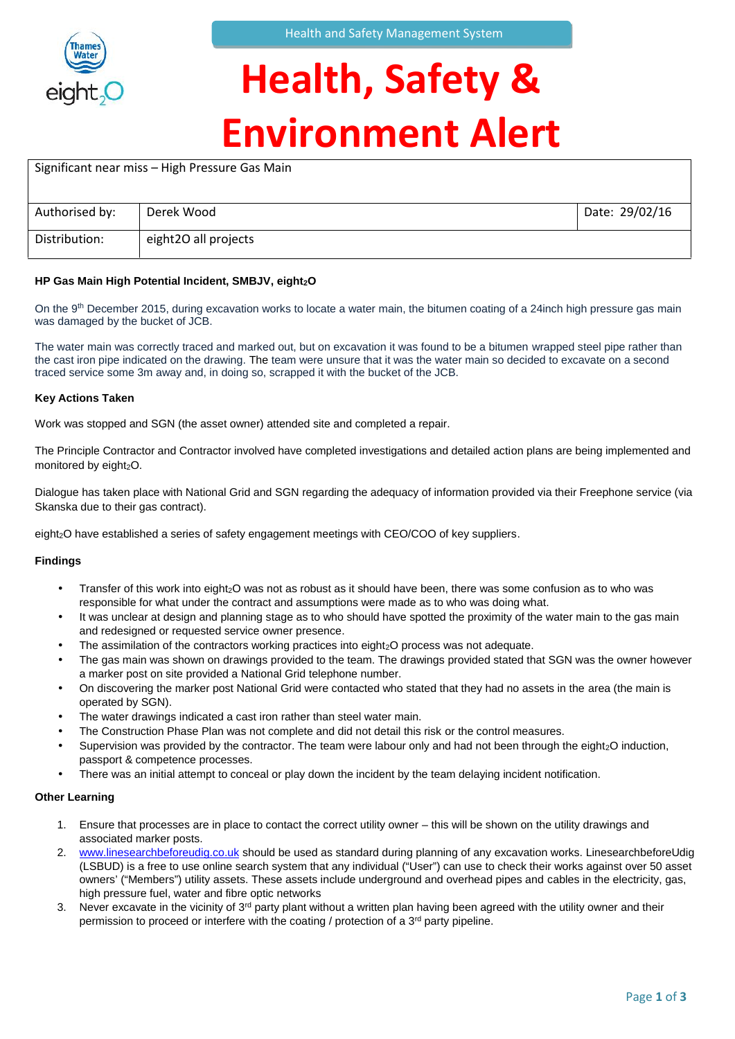Health and Safety Management System

# Health, Safety & Environment Alert

| Significant near miss – High Pressure Gas Main | | |
|---|---|---|
| Authorised by: | Derek Wood | Date: 29/02/16 |
| Distribution: | eight2O all projects | |

**HP Gas Main High Potential Incident, SMBJV, eight$_2$O**

On the 9th December 2015, during excavation works to locate a water main, the bitumen coating of a 24inch high pressure gas main was damaged by the bucket of JCB.

The water main was correctly traced and marked out, but on excavation it was found to be a bitumen wrapped steel pipe rather than the cast iron pipe indicated on the drawing. The team were unsure that it was the water main so decided to excavate on a second traced service some 3m away and, in doing so, scrapped it with the bucket of the JCB.

**Key Actions Taken**

Work was stopped and SGN (the asset owner) attended site and completed a repair.

The Principle Contractor and Contractor involved have completed investigations and detailed action plans are being implemented and monitored by eight$_2$O.

Dialogue has taken place with National Grid and SGN regarding the adequacy of information provided via their Freephone service (via Skanska due to their gas contract).

eight$_2$O have established a series of safety engagement meetings with CEO/COO of key suppliers.

**Findings**

- Transfer of this work into eight$_2$O was not as robust as it should have been, there was some confusion as to who was responsible for what under the contract and assumptions were made as to who was doing what.
- It was unclear at design and planning stage as to who should have spotted the proximity of the water main to the gas main and redesigned or requested service owner presence.
- The assimilation of the contractors working practices into eight$_2$O process was not adequate.
- The gas main was shown on drawings provided to the team. The drawings provided stated that SGN was the owner however a marker post on site provided a National Grid telephone number.
- On discovering the marker post National Grid were contacted who stated that they had no assets in the area (the main is operated by SGN).
- The water drawings indicated a cast iron rather than steel water main.
- The Construction Phase Plan was not complete and did not detail this risk or the control measures.
- Supervision was provided by the contractor. The team were labour only and had not been through the eight$_2$O induction, passport & competence processes.
- There was an initial attempt to conceal or play down the incident by the team delaying incident notification.

**Other Learning**

1. Ensure that processes are in place to contact the correct utility owner – this will be shown on the utility drawings and associated marker posts.
2. www.linesearchbeforeudig.co.uk should be used as standard during planning of any excavation works. LinesearchbeforeUdig (LSBUD) is a free to use online search system that any individual ("User") can use to check their works against over 50 asset owners' ("Members") utility assets. These assets include underground and overhead pipes and cables in the electricity, gas, high pressure fuel, water and fibre optic networks
3. Never excavate in the vicinity of 3rd party plant without a written plan having been agreed with the utility owner and their permission to proceed or interfere with the coating / protection of a 3rd party pipeline.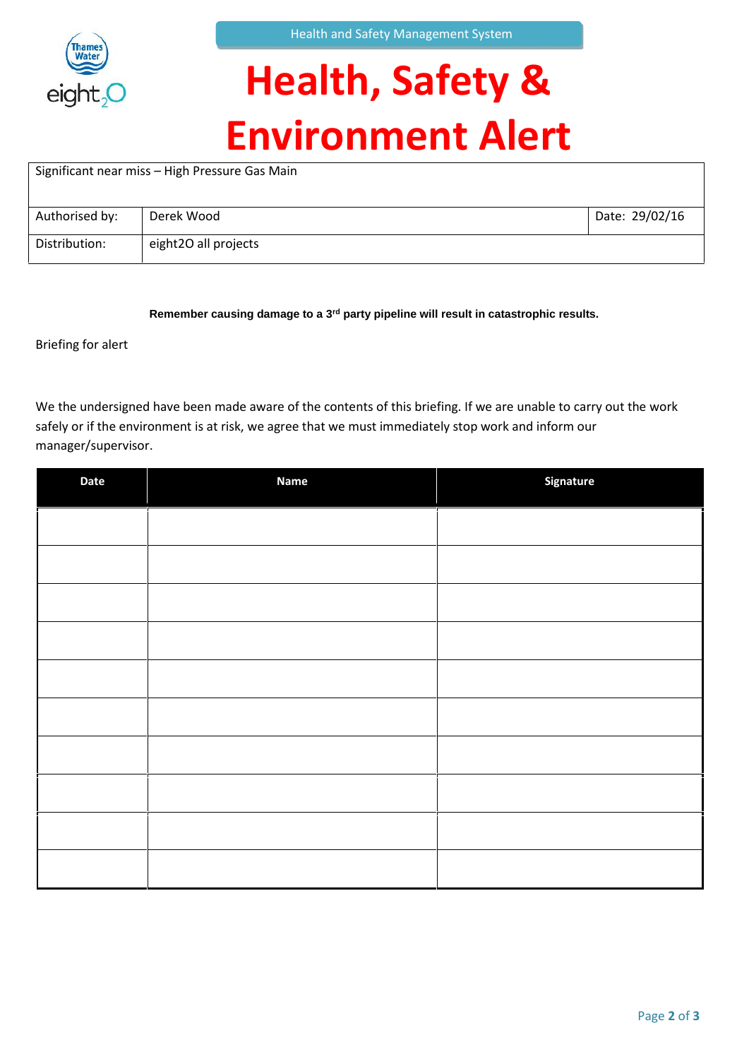Health and Safety Management System

# Health, Safety & Environment Alert

| Significant near miss – High Pressure Gas Main | | |
|---|---|---|
| Authorised by: | Derek Wood | Date: 29/02/16 |
| Distribution: | eight2O all projects | |

**Remember causing damage to a 3rd party pipeline will result in catastrophic results.**

Briefing for alert

We the undersigned have been made aware of the contents of this briefing. If we are unable to carry out the work safely or if the environment is at risk, we agree that we must immediately stop work and inform our manager/supervisor.

| Date | Name | Signature |
|---|---|---|
| | | |
| | | |
| | | |
| | | |
| | | |
| | | |
| | | |
| | | |
| | | |
| | | |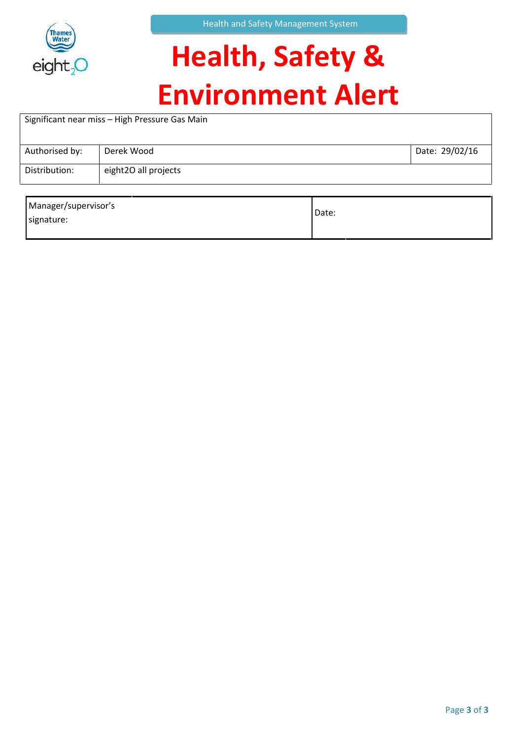# Health, Safety & Environment Alert

| | | |
|---|---|---|
| Significant near miss – High Pressure Gas Main | | |
| Authorised by: | Derek Wood | Date: 29/02/16 |
| Distribution: | eight2O all projects | |

| | |
|---|---|
| Manager/supervisor's signature: | Date: |